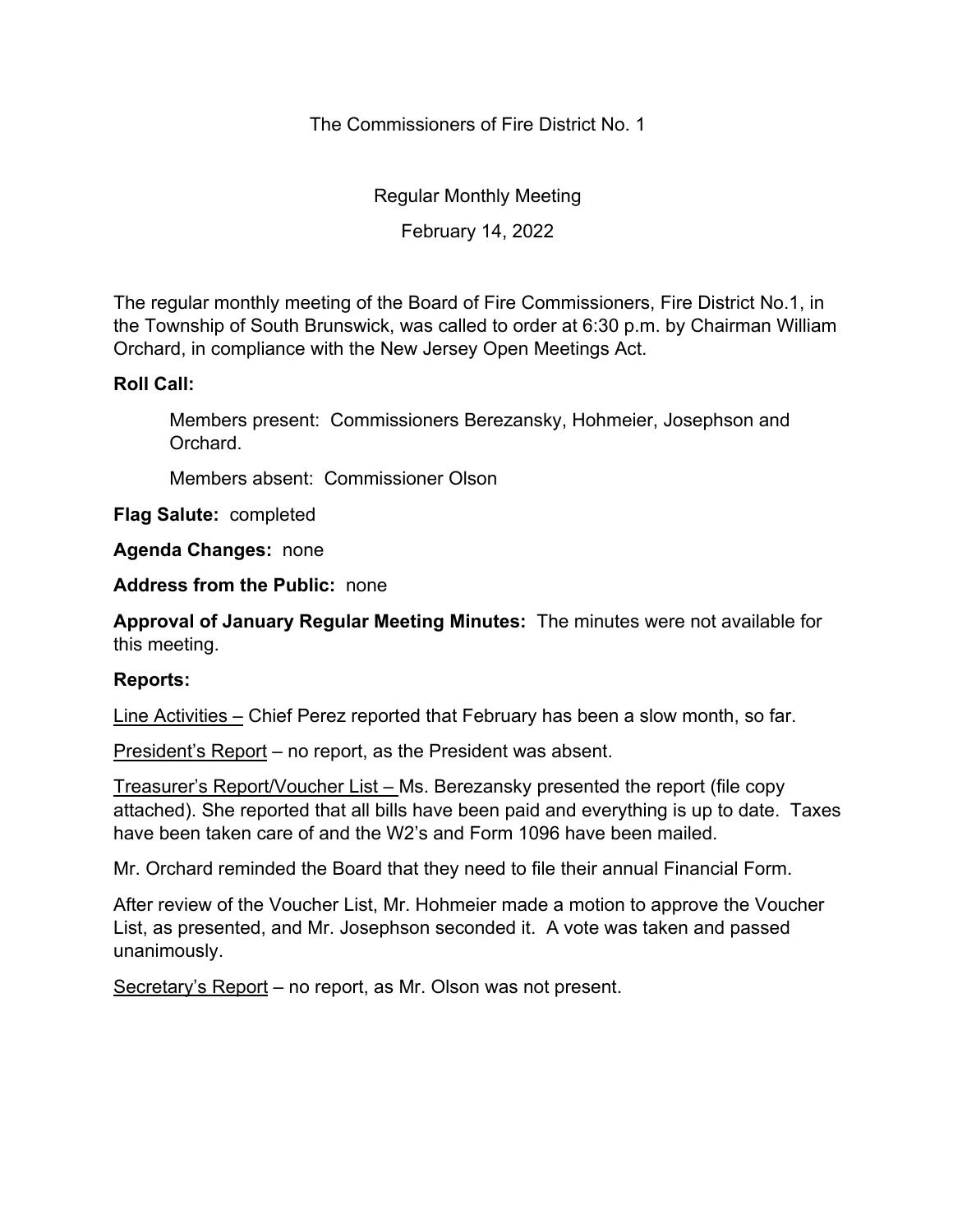The Commissioners of Fire District No. 1

Regular Monthly Meeting

February 14, 2022

The regular monthly meeting of the Board of Fire Commissioners, Fire District No.1, in the Township of South Brunswick, was called to order at 6:30 p.m. by Chairman William Orchard, in compliance with the New Jersey Open Meetings Act.

**Roll Call:**

Members present: Commissioners Berezansky, Hohmeier, Josephson and Orchard.

Members absent: Commissioner Olson

**Flag Salute:** completed

**Agenda Changes:** none

**Address from the Public:** none

**Approval of January Regular Meeting Minutes:** The minutes were not available for this meeting.

**Reports:**

<u>Line Activities –</u> Chief Perez reported that February has been a slow month, so far.

<u>President's Report</u> – no report, as the President was absent.

<u>Treasurer's Report/Voucher List –</u> Ms. Berezansky presented the report (file copy attached). She reported that all bills have been paid and everything is up to date. Taxes have been taken care of and the W2's and Form 1096 have been mailed.

Mr. Orchard reminded the Board that they need to file their annual Financial Form.

After review of the Voucher List, Mr. Hohmeier made a motion to approve the Voucher List, as presented, and Mr. Josephson seconded it. A vote was taken and passed unanimously.

<u>Secretary's Report</u> – no report, as Mr. Olson was not present.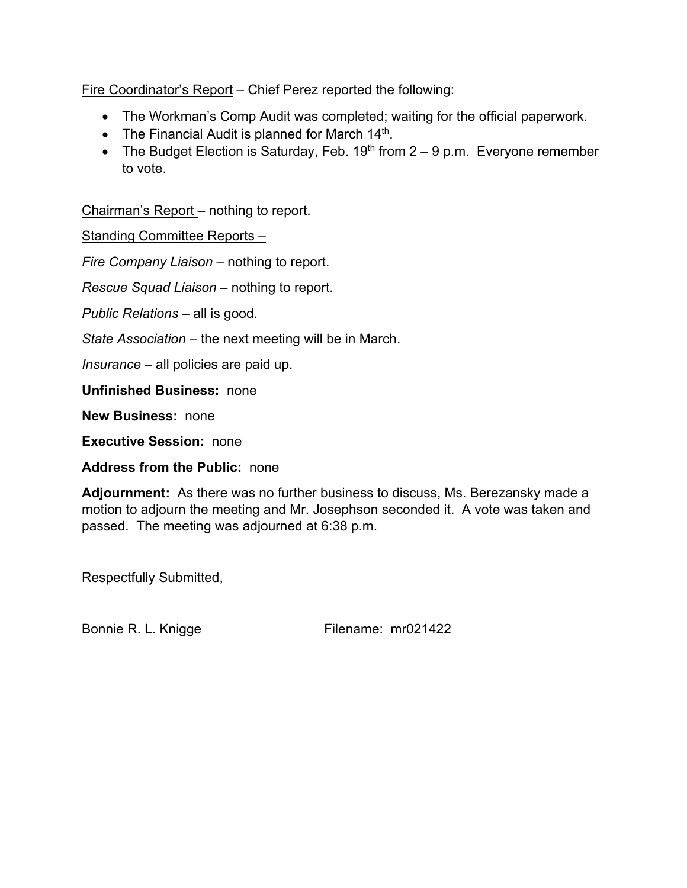Fire Coordinator's Report – Chief Perez reported the following:

- The Workman's Comp Audit was completed; waiting for the official paperwork.
- The Financial Audit is planned for March 14th.
- The Budget Election is Saturday, Feb. 19th from 2 – 9 p.m. Everyone remember to vote.

Chairman's Report – nothing to report.

Standing Committee Reports –

*Fire Company Liaison* – nothing to report.

*Rescue Squad Liaison* – nothing to report.

*Public Relations* – all is good.

*State Association* – the next meeting will be in March.

*Insurance* – all policies are paid up.

**Unfinished Business:** none

**New Business:** none

**Executive Session:** none

**Address from the Public:** none

**Adjournment:** As there was no further business to discuss, Ms. Berezansky made a motion to adjourn the meeting and Mr. Josephson seconded it. A vote was taken and passed. The meeting was adjourned at 6:38 p.m.

Respectfully Submitted,

Bonnie R. L. Knigge    Filename: mr021422